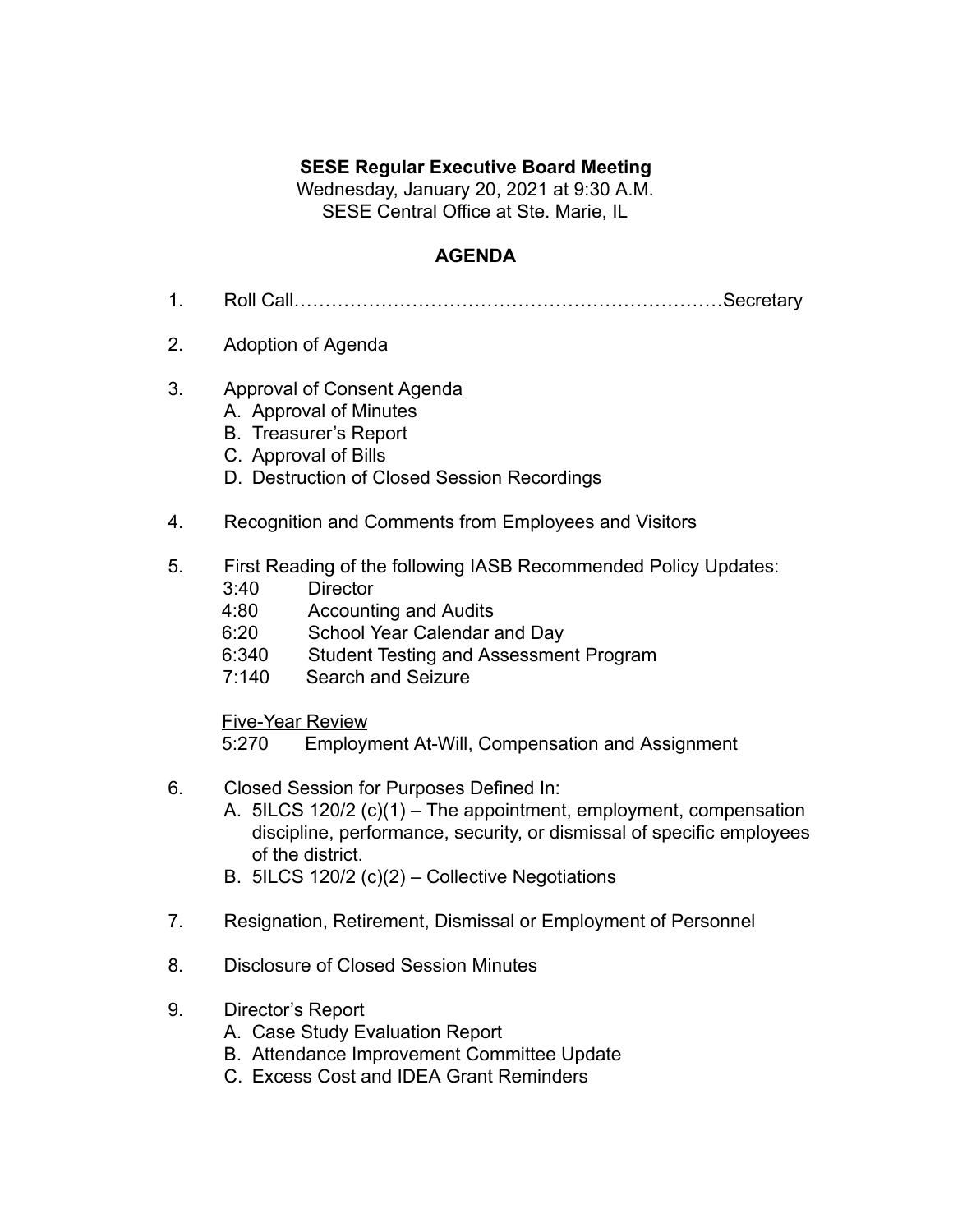**SESE Regular Executive Board Meeting**

Wednesday, January 20, 2021 at 9:30 A.M.

SESE Central Office at Ste. Marie, IL

**AGENDA**

1. Roll Call……………………………………………………………Secretary

2. Adoption of Agenda

3. Approval of Consent Agenda
   - A. Approval of Minutes
   - B. Treasurer's Report
   - C. Approval of Bills
   - D. Destruction of Closed Session Recordings

4. Recognition and Comments from Employees and Visitors

5. First Reading of the following IASB Recommended Policy Updates:
   - 3:40 Director
   - 4:80 Accounting and Audits
   - 6:20 School Year Calendar and Day
   - 6:340 Student Testing and Assessment Program
   - 7:140 Search and Seizure

   Five-Year Review

   - 5:270 Employment At-Will, Compensation and Assignment

6. Closed Session for Purposes Defined In:
   - A. 5ILCS 120/2 (c)(1) – The appointment, employment, compensation discipline, performance, security, or dismissal of specific employees of the district.
   - B. 5ILCS 120/2 (c)(2) – Collective Negotiations

7. Resignation, Retirement, Dismissal or Employment of Personnel

8. Disclosure of Closed Session Minutes

9. Director's Report
   - A. Case Study Evaluation Report
   - B. Attendance Improvement Committee Update
   - C. Excess Cost and IDEA Grant Reminders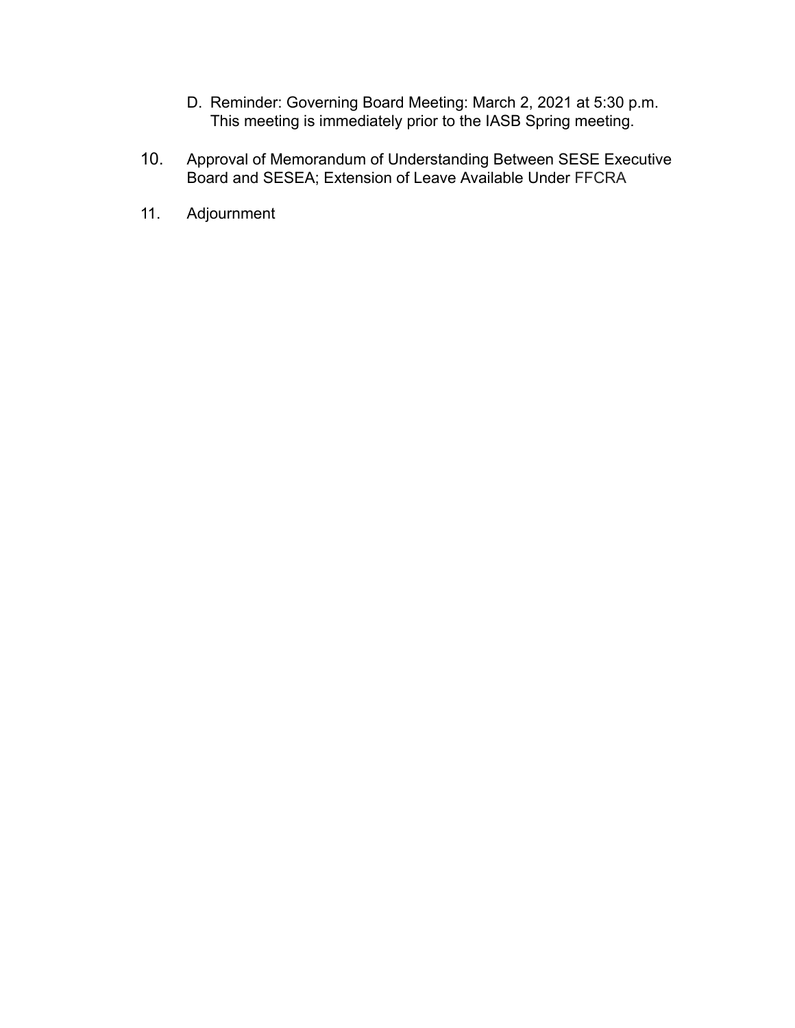D. Reminder: Governing Board Meeting: March 2, 2021 at 5:30 p.m. This meeting is immediately prior to the IASB Spring meeting.

10. Approval of Memorandum of Understanding Between SESE Executive Board and SESEA; Extension of Leave Available Under FFCRA

11. Adjournment